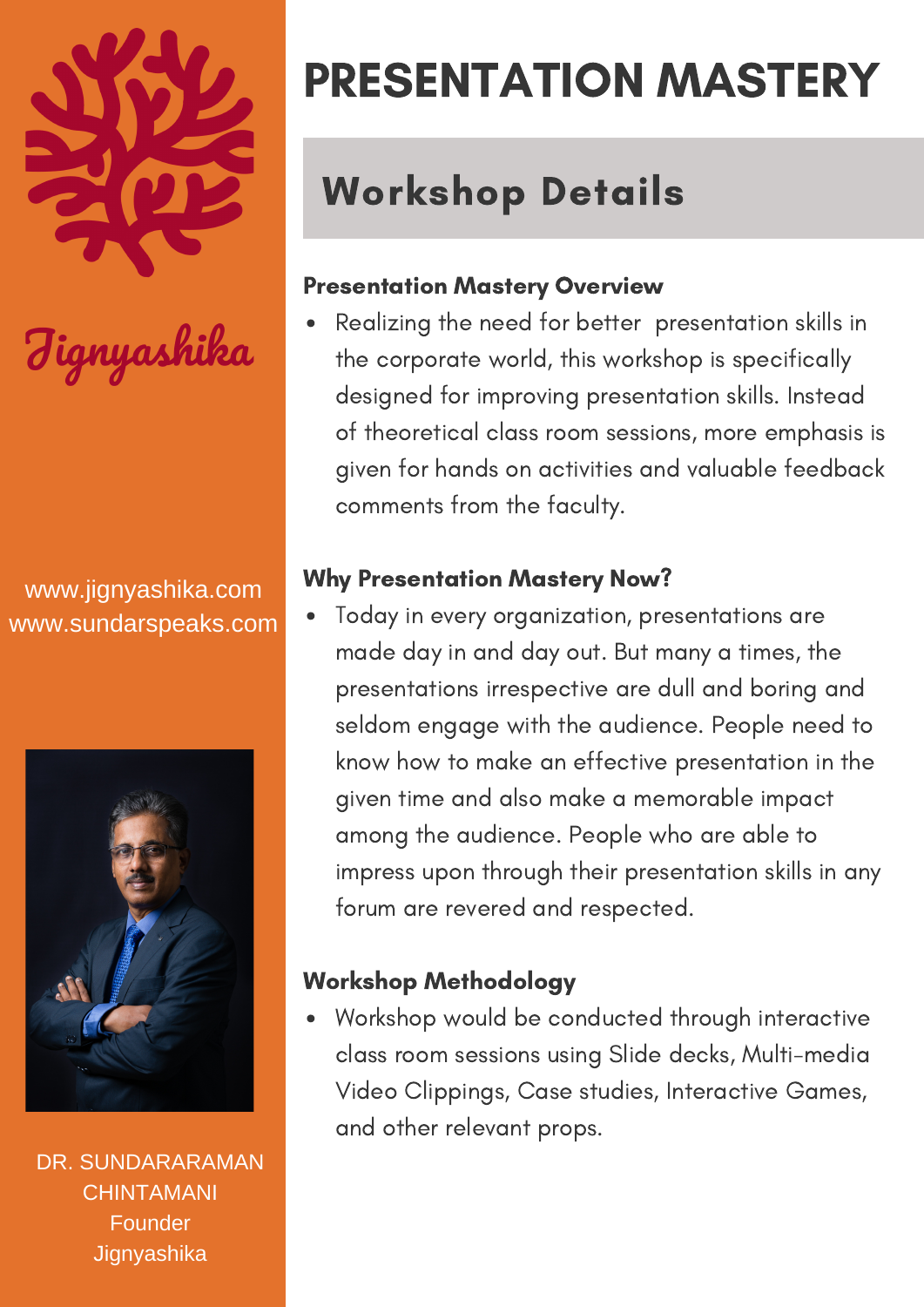Jignyashika

www.jignyashika.com
www.sundarspeaks.com

DR. SUNDARARAMAN CHINTAMANI
Founder
Jignyashika

# PRESENTATION MASTERY

## Workshop Details

### Presentation Mastery Overview

- Realizing the need for better presentation skills in the corporate world, this workshop is specifically designed for improving presentation skills. Instead of theoretical class room sessions, more emphasis is given for hands on activities and valuable feedback comments from the faculty.

### Why Presentation Mastery Now?

- Today in every organization, presentations are made day in and day out. But many a times, the presentations irrespective are dull and boring and seldom engage with the audience. People need to know how to make an effective presentation in the given time and also make a memorable impact among the audience. People who are able to impress upon through their presentation skills in any forum are revered and respected.

### Workshop Methodology

- Workshop would be conducted through interactive class room sessions using Slide decks, Multi-media Video Clippings, Case studies, Interactive Games, and other relevant props.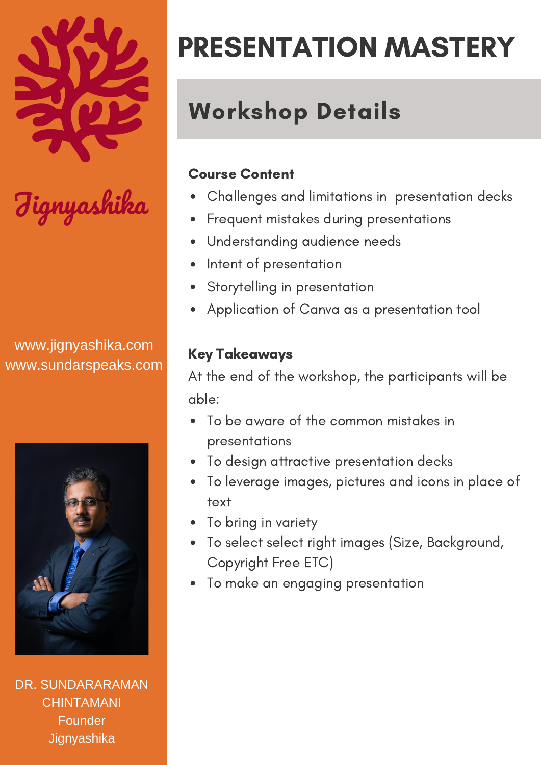Jignyashika

www.jignyashika.com
www.sundarspeaks.com

DR. SUNDARARAMAN CHINTAMANI
Founder
Jignyashika

# PRESENTATION MASTERY

## Workshop Details

**Course Content**

- Challenges and limitations in presentation decks
- Frequent mistakes during presentations
- Understanding audience needs
- Intent of presentation
- Storytelling in presentation
- Application of Canva as a presentation tool

**Key Takeaways**

At the end of the workshop, the participants will be able:

- To be aware of the common mistakes in presentations
- To design attractive presentation decks
- To leverage images, pictures and icons in place of text
- To bring in variety
- To select select right images (Size, Background, Copyright Free ETC)
- To make an engaging presentation